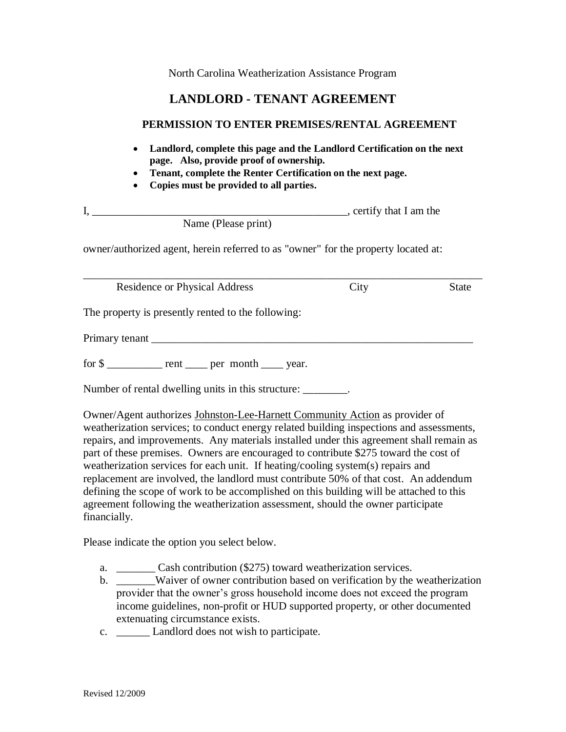North Carolina Weatherization Assistance Program

# LANDLORD - TENANT AGREEMENT

## PERMISSION TO ENTER PREMISES/RENTAL AGREEMENT

- **Landlord, complete this page and the Landlord Certification on the next page. Also, provide proof of ownership.**
- **Tenant, complete the Renter Certification on the next page.**
- **Copies must be provided to all parties.**

I, _______________________________________________, certify that I am the
Name (Please print)

owner/authorized agent, herein referred to as "owner" for the property located at:

___________________________________________________________________________
Residence or Physical Address City State

The property is presently rented to the following:

Primary tenant ________________________________________________________

for $ __________ rent ____ per month ____ year.

Number of rental dwelling units in this structure: ________.

Owner/Agent authorizes Johnston-Lee-Harnett Community Action as provider of weatherization services; to conduct energy related building inspections and assessments, repairs, and improvements. Any materials installed under this agreement shall remain as part of these premises. Owners are encouraged to contribute $275 toward the cost of weatherization services for each unit. If heating/cooling system(s) repairs and replacement are involved, the landlord must contribute 50% of that cost. An addendum defining the scope of work to be accomplished on this building will be attached to this agreement following the weatherization assessment, should the owner participate financially.

Please indicate the option you select below.

a. _______ Cash contribution ($275) toward weatherization services.
b. _______Waiver of owner contribution based on verification by the weatherization provider that the owner's gross household income does not exceed the program income guidelines, non-profit or HUD supported property, or other documented extenuating circumstance exists.
c. ______ Landlord does not wish to participate.

Revised 12/2009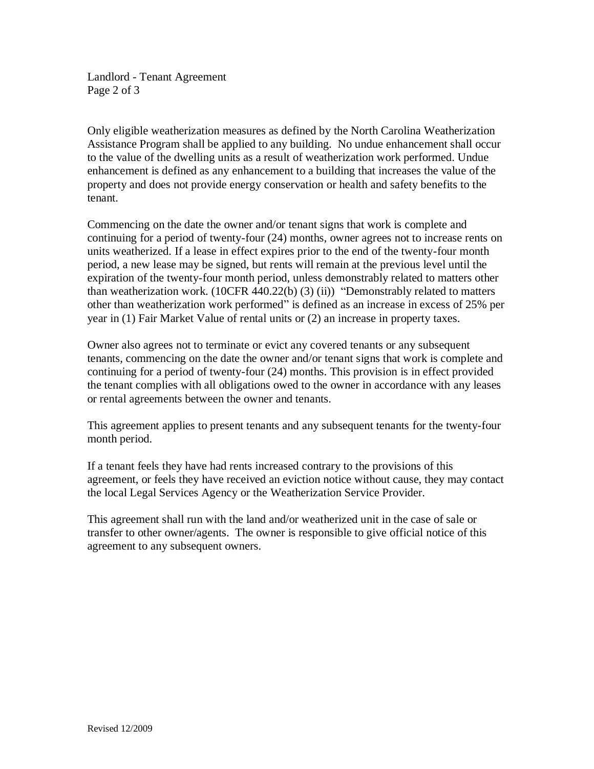Only eligible weatherization measures as defined by the North Carolina Weatherization Assistance Program shall be applied to any building. No undue enhancement shall occur to the value of the dwelling units as a result of weatherization work performed. Undue enhancement is defined as any enhancement to a building that increases the value of the property and does not provide energy conservation or health and safety benefits to the tenant.

Commencing on the date the owner and/or tenant signs that work is complete and continuing for a period of twenty-four (24) months, owner agrees not to increase rents on units weatherized. If a lease in effect expires prior to the end of the twenty-four month period, a new lease may be signed, but rents will remain at the previous level until the expiration of the twenty-four month period, unless demonstrably related to matters other than weatherization work. (10CFR 440.22(b) (3) (ii)) "Demonstrably related to matters other than weatherization work performed" is defined as an increase in excess of 25% per year in (1) Fair Market Value of rental units or (2) an increase in property taxes.

Owner also agrees not to terminate or evict any covered tenants or any subsequent tenants, commencing on the date the owner and/or tenant signs that work is complete and continuing for a period of twenty-four (24) months. This provision is in effect provided the tenant complies with all obligations owed to the owner in accordance with any leases or rental agreements between the owner and tenants.

This agreement applies to present tenants and any subsequent tenants for the twenty-four month period.

If a tenant feels they have had rents increased contrary to the provisions of this agreement, or feels they have received an eviction notice without cause, they may contact the local Legal Services Agency or the Weatherization Service Provider.

This agreement shall run with the land and/or weatherized unit in the case of sale or transfer to other owner/agents. The owner is responsible to give official notice of this agreement to any subsequent owners.

Revised 12/2009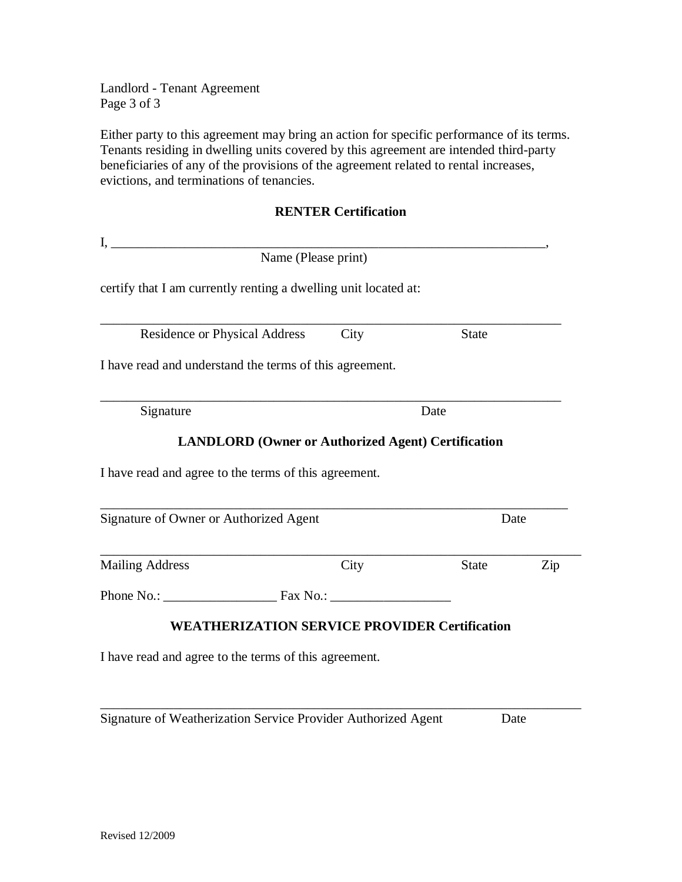Either party to this agreement may bring an action for specific performance of its terms. Tenants residing in dwelling units covered by this agreement are intended third-party beneficiaries of any of the provisions of the agreement related to rental increases, evictions, and terminations of tenancies.

## RENTER Certification

I, ___________________________________________________________________,

Name (Please print)

certify that I am currently renting a dwelling unit located at:

______________________________________________________________________

Residence or Physical Address          City          State

I have read and understand the terms of this agreement.

______________________________________________________________________

Signature          Date

## LANDLORD (Owner or Authorized Agent) Certification

I have read and agree to the terms of this agreement.

______________________________________________________________________

Signature of Owner or Authorized Agent          Date

______________________________________________________________________

Mailing Address          City          State          Zip

Phone No.: _________________ Fax No.: __________________

## WEATHERIZATION SERVICE PROVIDER Certification

I have read and agree to the terms of this agreement.

______________________________________________________________________

Signature of Weatherization Service Provider Authorized Agent          Date

Revised 12/2009